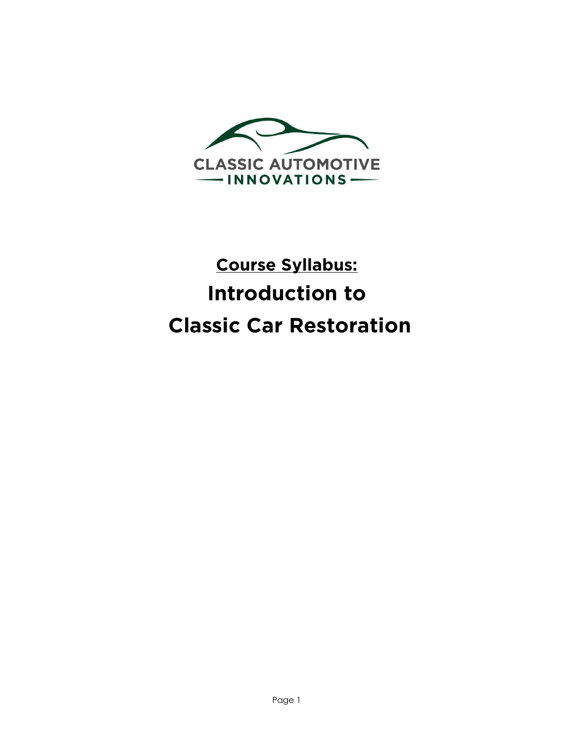CLASSIC AUTOMOTIVE
INNOVATIONS

**Course Syllabus:**

# Introduction to Classic Car Restoration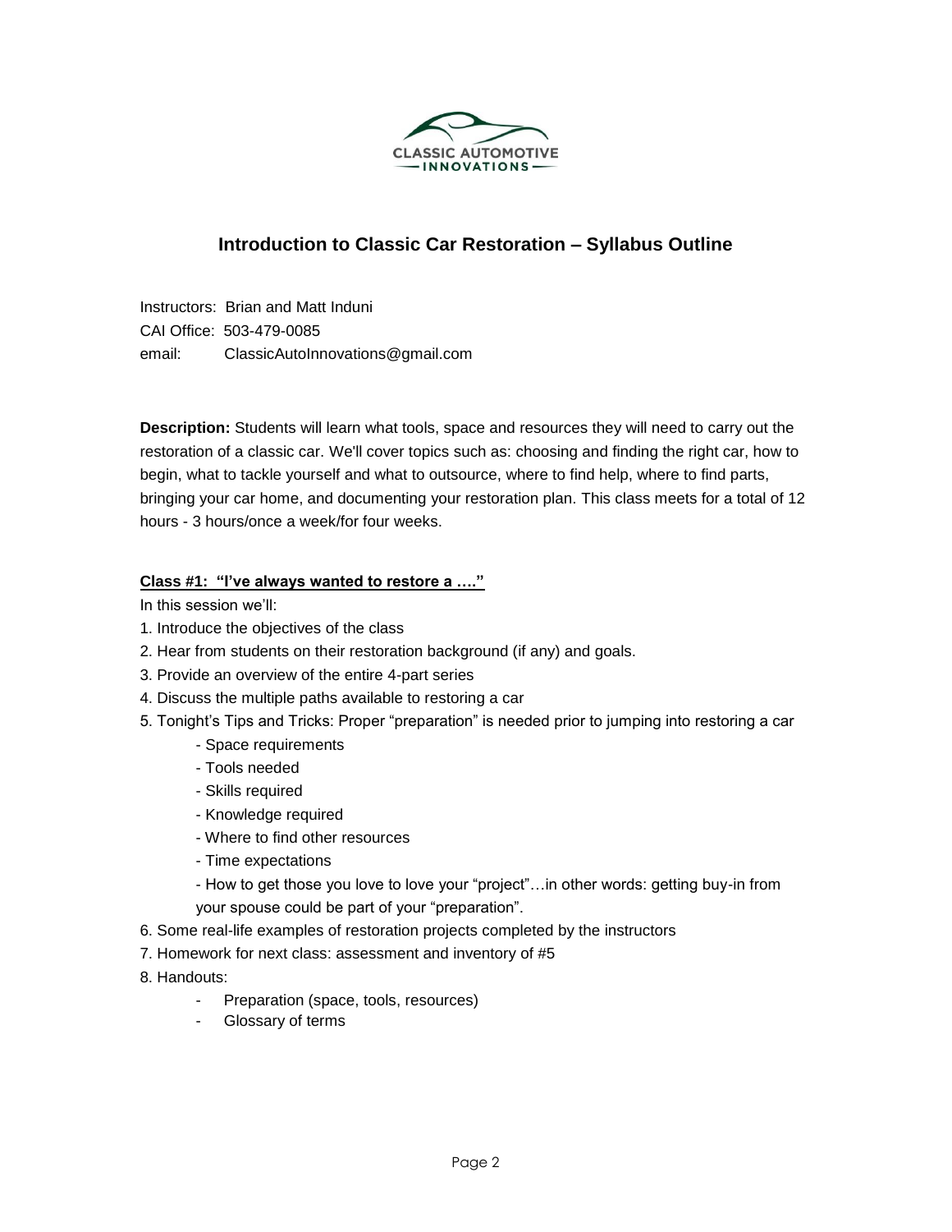CLASSIC AUTOMOTIVE INNOVATIONS

## Introduction to Classic Car Restoration – Syllabus Outline

Instructors: Brian and Matt Induni
CAI Office: 503-479-0085
email: ClassicAutoInnovations@gmail.com

**Description:** Students will learn what tools, space and resources they will need to carry out the restoration of a classic car. We'll cover topics such as: choosing and finding the right car, how to begin, what to tackle yourself and what to outsource, where to find help, where to find parts, bringing your car home, and documenting your restoration plan. This class meets for a total of 12 hours - 3 hours/once a week/for four weeks.

### Class #1: "I've always wanted to restore a …."

In this session we'll:

1. Introduce the objectives of the class
2. Hear from students on their restoration background (if any) and goals.
3. Provide an overview of the entire 4-part series
4. Discuss the multiple paths available to restoring a car
5. Tonight's Tips and Tricks: Proper "preparation" is needed prior to jumping into restoring a car
   - Space requirements
   - Tools needed
   - Skills required
   - Knowledge required
   - Where to find other resources
   - Time expectations
   - How to get those you love to love your "project"…in other words: getting buy-in from your spouse could be part of your "preparation".
6. Some real-life examples of restoration projects completed by the instructors
7. Homework for next class: assessment and inventory of #5
8. Handouts:
   - Preparation (space, tools, resources)
   - Glossary of terms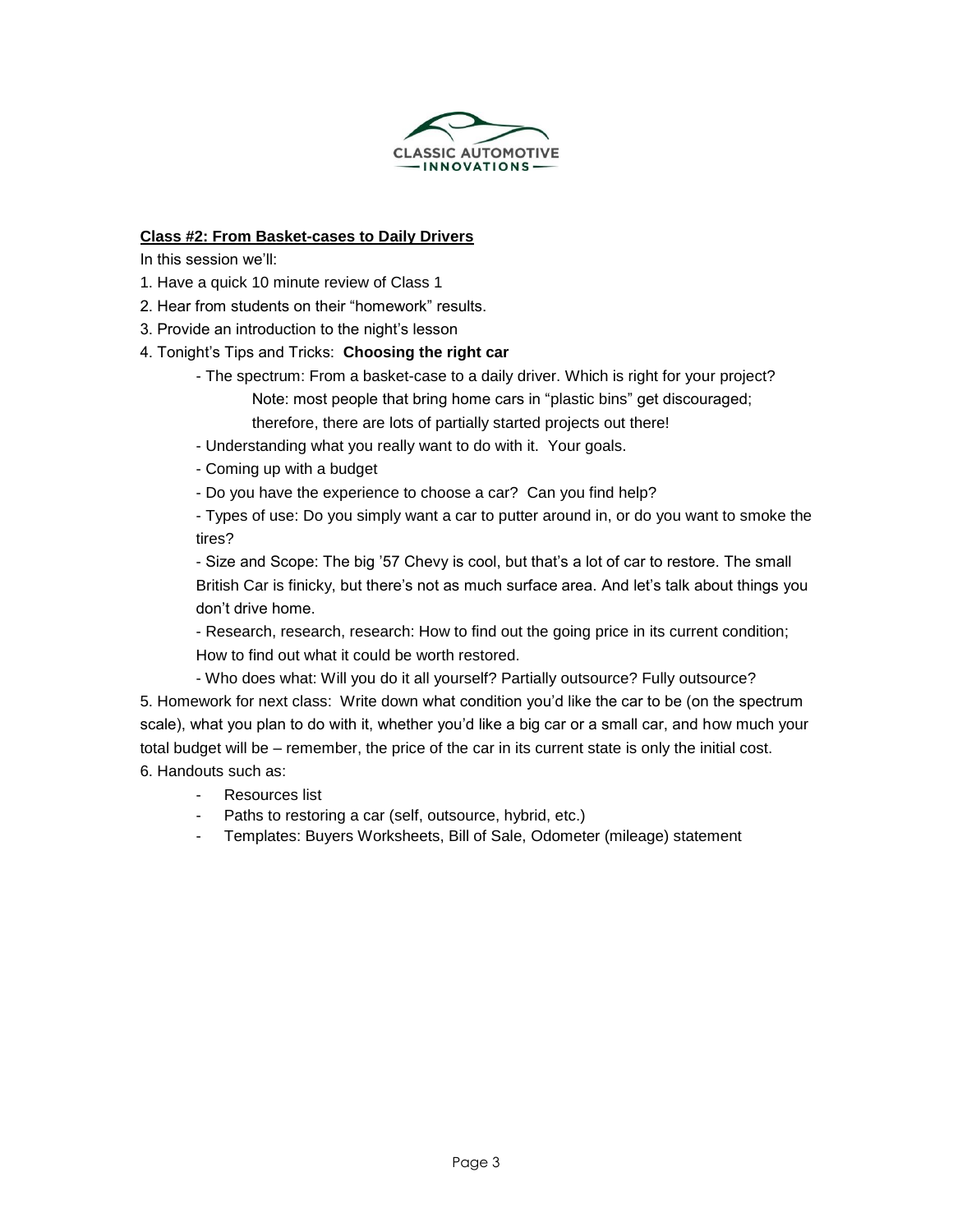CLASSIC AUTOMOTIVE
— INNOVATIONS —

**Class #2: From Basket-cases to Daily Drivers**

In this session we'll:

1. Have a quick 10 minute review of Class 1
2. Hear from students on their "homework" results.
3. Provide an introduction to the night's lesson
4. Tonight's Tips and Tricks: **Choosing the right car**
   - The spectrum: From a basket-case to a daily driver. Which is right for your project?
     Note: most people that bring home cars in "plastic bins" get discouraged; therefore, there are lots of partially started projects out there!
   - Understanding what you really want to do with it. Your goals.
   - Coming up with a budget
   - Do you have the experience to choose a car? Can you find help?
   - Types of use: Do you simply want a car to putter around in, or do you want to smoke the tires?
   - Size and Scope: The big '57 Chevy is cool, but that's a lot of car to restore. The small British Car is finicky, but there's not as much surface area. And let's talk about things you don't drive home.
   - Research, research, research: How to find out the going price in its current condition; How to find out what it could be worth restored.
   - Who does what: Will you do it all yourself? Partially outsource? Fully outsource?
5. Homework for next class: Write down what condition you'd like the car to be (on the spectrum scale), what you plan to do with it, whether you'd like a big car or a small car, and how much your total budget will be – remember, the price of the car in its current state is only the initial cost.
6. Handouts such as:
   - Resources list
   - Paths to restoring a car (self, outsource, hybrid, etc.)
   - Templates: Buyers Worksheets, Bill of Sale, Odometer (mileage) statement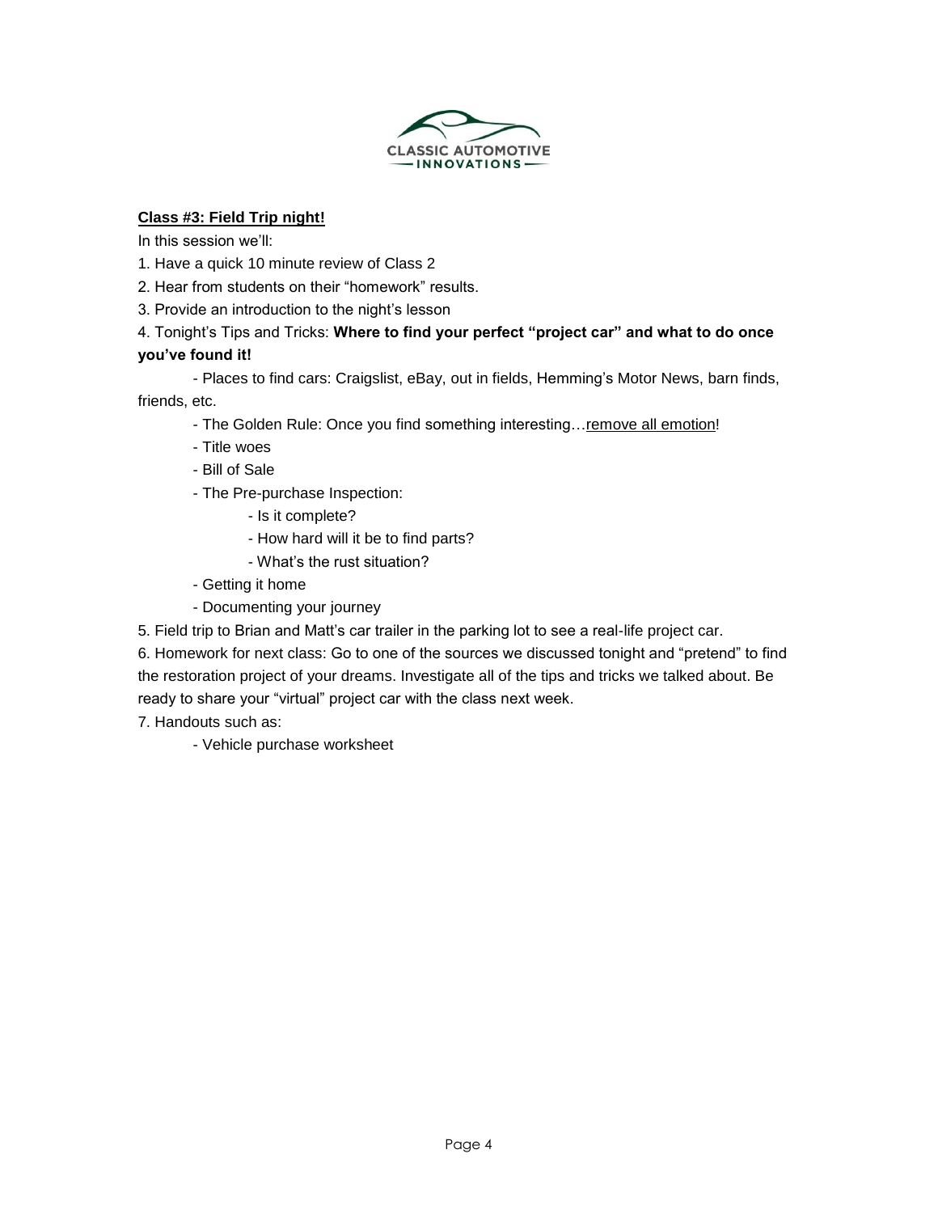**Class #3: Field Trip night!**

In this session we'll:

1. Have a quick 10 minute review of Class 2
2. Hear from students on their "homework" results.
3. Provide an introduction to the night's lesson
4. Tonight's Tips and Tricks: **Where to find your perfect "project car" and what to do once you've found it!**
    - Places to find cars: Craigslist, eBay, out in fields, Hemming's Motor News, barn finds, friends, etc.
    - The Golden Rule: Once you find something interesting…remove all emotion!
    - Title woes
    - Bill of Sale
    - The Pre-purchase Inspection:
        - Is it complete?
        - How hard will it be to find parts?
        - What's the rust situation?
    - Getting it home
    - Documenting your journey
5. Field trip to Brian and Matt's car trailer in the parking lot to see a real-life project car.
6. Homework for next class: Go to one of the sources we discussed tonight and "pretend" to find the restoration project of your dreams. Investigate all of the tips and tricks we talked about. Be ready to share your "virtual" project car with the class next week.
7. Handouts such as:
    - Vehicle purchase worksheet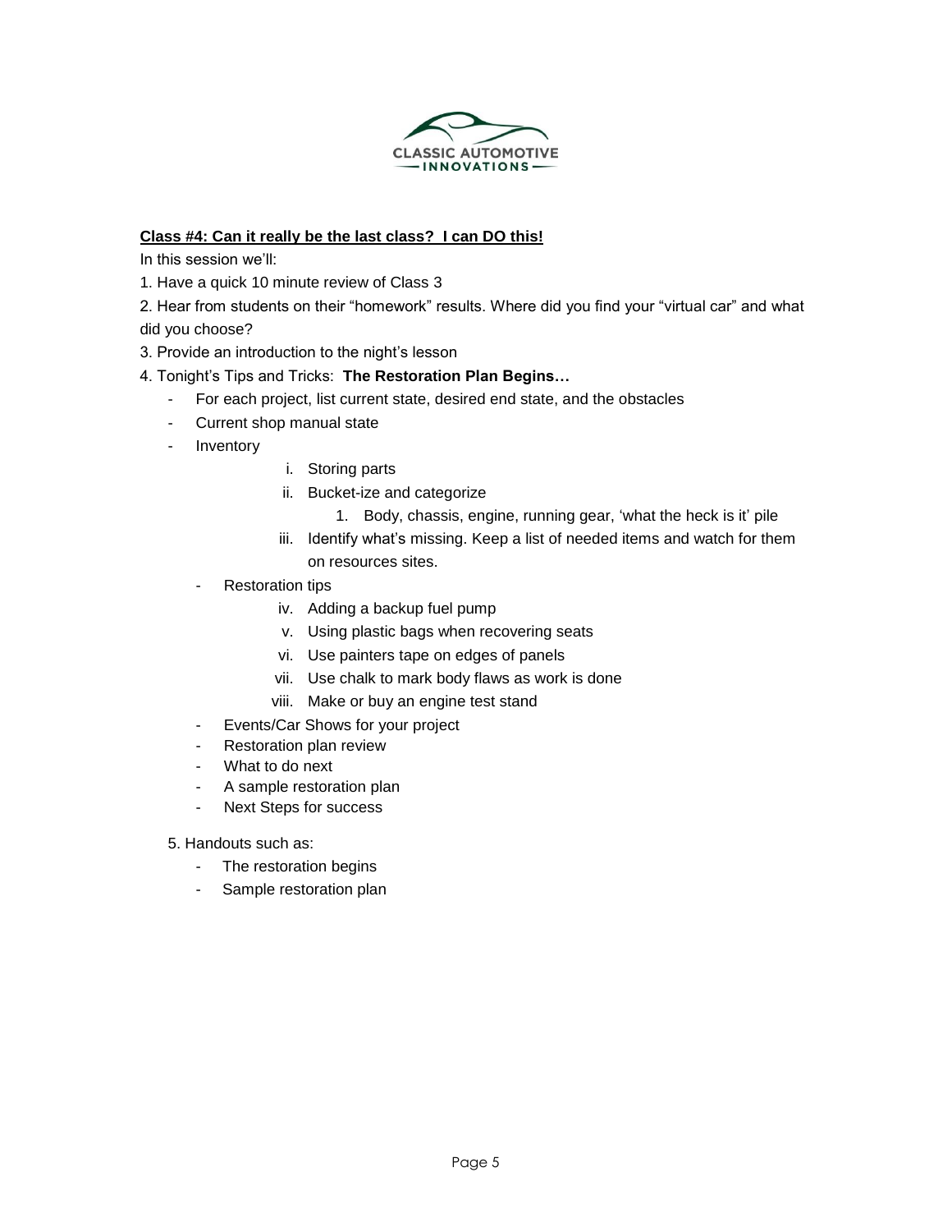**Class #4: Can it really be the last class? I can DO this!**

In this session we'll:

1. Have a quick 10 minute review of Class 3
2. Hear from students on their "homework" results. Where did you find your "virtual car" and what did you choose?
3. Provide an introduction to the night's lesson
4. Tonight's Tips and Tricks: **The Restoration Plan Begins…**
   - For each project, list current state, desired end state, and the obstacles
   - Current shop manual state
   - Inventory
     i. Storing parts
     ii. Bucket-ize and categorize
         1. Body, chassis, engine, running gear, 'what the heck is it' pile
     iii. Identify what's missing. Keep a list of needed items and watch for them on resources sites.
   - Restoration tips
     iv. Adding a backup fuel pump
     v. Using plastic bags when recovering seats
     vi. Use painters tape on edges of panels
     vii. Use chalk to mark body flaws as work is done
     viii. Make or buy an engine test stand
   - Events/Car Shows for your project
   - Restoration plan review
   - What to do next
   - A sample restoration plan
   - Next Steps for success
5. Handouts such as:
   - The restoration begins
   - Sample restoration plan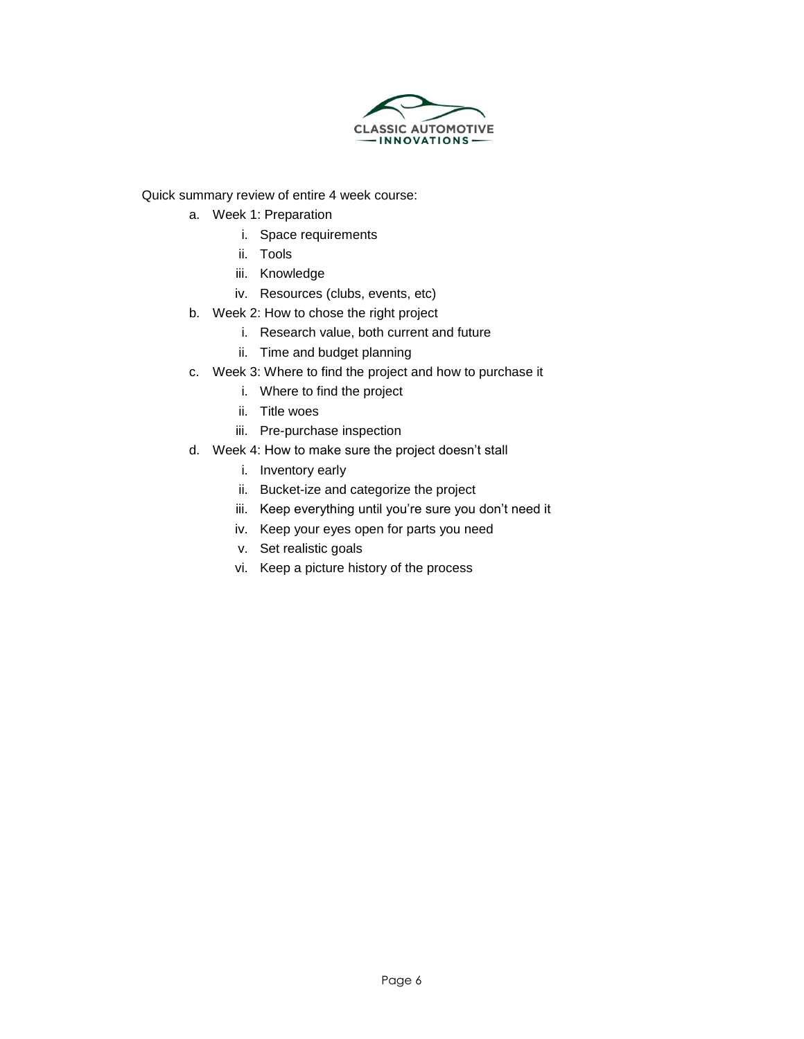Quick summary review of entire 4 week course:

a. Week 1: Preparation
   i. Space requirements
   ii. Tools
   iii. Knowledge
   iv. Resources (clubs, events, etc)
b. Week 2: How to chose the right project
   i. Research value, both current and future
   ii. Time and budget planning
c. Week 3: Where to find the project and how to purchase it
   i. Where to find the project
   ii. Title woes
   iii. Pre-purchase inspection
d. Week 4: How to make sure the project doesn't stall
   i. Inventory early
   ii. Bucket-ize and categorize the project
   iii. Keep everything until you're sure you don't need it
   iv. Keep your eyes open for parts you need
   v. Set realistic goals
   vi. Keep a picture history of the process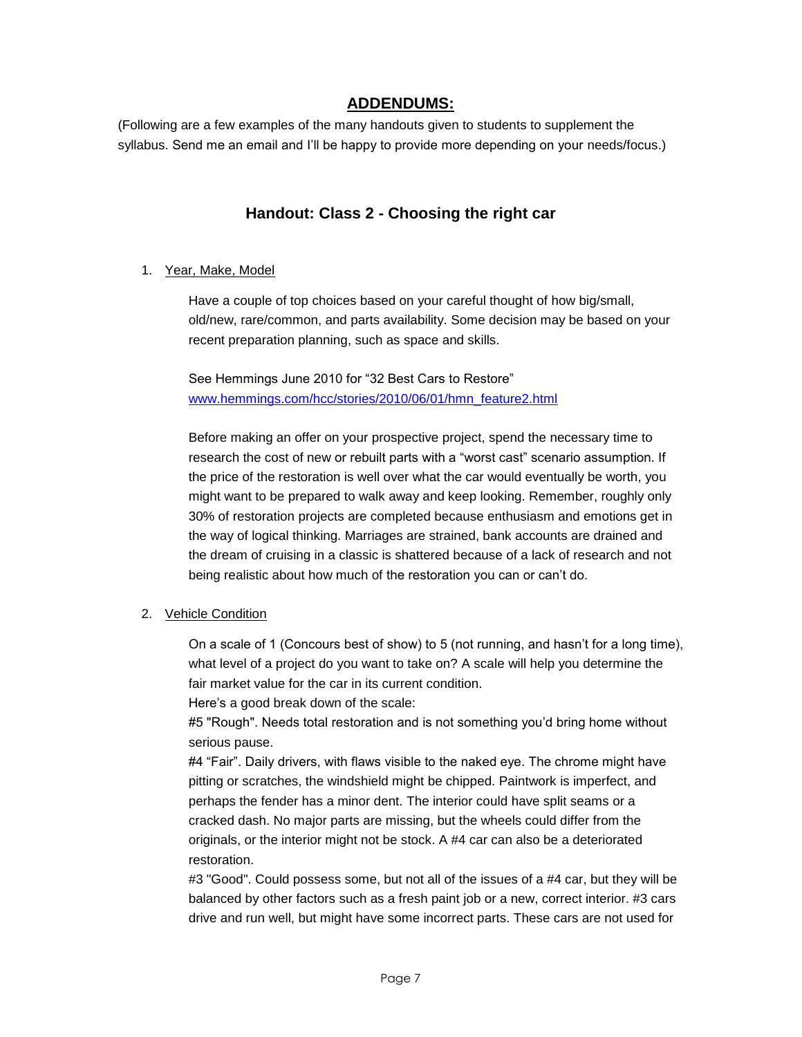## ADDENDUMS:

(Following are a few examples of the many handouts given to students to supplement the syllabus. Send me an email and I'll be happy to provide more depending on your needs/focus.)

### Handout: Class 2 - Choosing the right car

1. Year, Make, Model

   Have a couple of top choices based on your careful thought of how big/small, old/new, rare/common, and parts availability. Some decision may be based on your recent preparation planning, such as space and skills.

   See Hemmings June 2010 for "32 Best Cars to Restore" [www.hemmings.com/hcc/stories/2010/06/01/hmn_feature2.html](www.hemmings.com/hcc/stories/2010/06/01/hmn_feature2.html)

   Before making an offer on your prospective project, spend the necessary time to research the cost of new or rebuilt parts with a "worst cast" scenario assumption. If the price of the restoration is well over what the car would eventually be worth, you might want to be prepared to walk away and keep looking. Remember, roughly only 30% of restoration projects are completed because enthusiasm and emotions get in the way of logical thinking. Marriages are strained, bank accounts are drained and the dream of cruising in a classic is shattered because of a lack of research and not being realistic about how much of the restoration you can or can't do.

2. Vehicle Condition

   On a scale of 1 (Concours best of show) to 5 (not running, and hasn't for a long time), what level of a project do you want to take on? A scale will help you determine the fair market value for the car in its current condition.
   Here's a good break down of the scale:
   #5 "Rough". Needs total restoration and is not something you'd bring home without serious pause.
   #4 "Fair". Daily drivers, with flaws visible to the naked eye. The chrome might have pitting or scratches, the windshield might be chipped. Paintwork is imperfect, and perhaps the fender has a minor dent. The interior could have split seams or a cracked dash. No major parts are missing, but the wheels could differ from the originals, or the interior might not be stock. A #4 car can also be a deteriorated restoration.
   #3 "Good". Could possess some, but not all of the issues of a #4 car, but they will be balanced by other factors such as a fresh paint job or a new, correct interior. #3 cars drive and run well, but might have some incorrect parts. These cars are not used for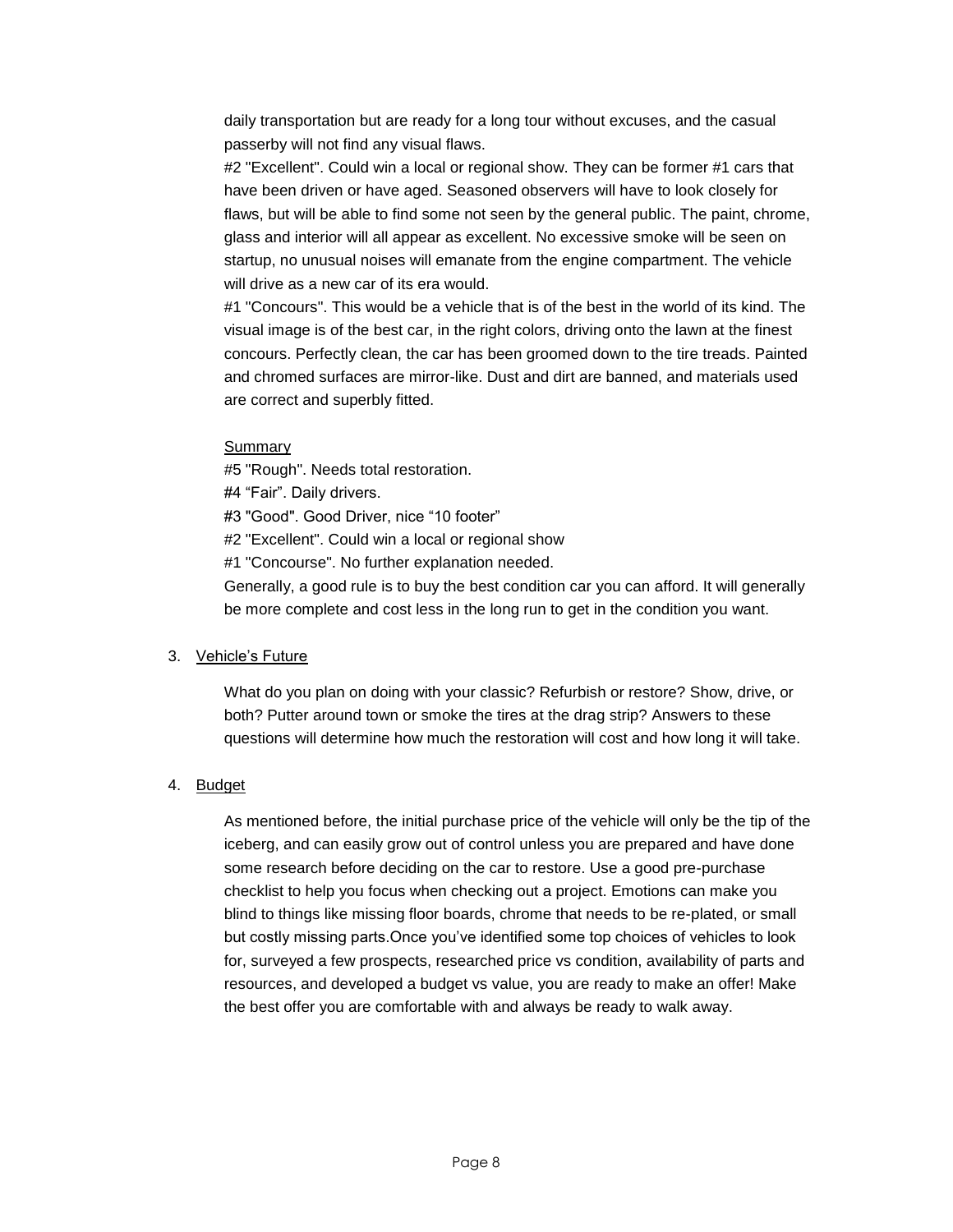daily transportation but are ready for a long tour without excuses, and the casual passerby will not find any visual flaws.

#2 "Excellent". Could win a local or regional show. They can be former #1 cars that have been driven or have aged. Seasoned observers will have to look closely for flaws, but will be able to find some not seen by the general public. The paint, chrome, glass and interior will all appear as excellent. No excessive smoke will be seen on startup, no unusual noises will emanate from the engine compartment. The vehicle will drive as a new car of its era would.

#1 "Concours". This would be a vehicle that is of the best in the world of its kind. The visual image is of the best car, in the right colors, driving onto the lawn at the finest concours. Perfectly clean, the car has been groomed down to the tire treads. Painted and chromed surfaces are mirror-like. Dust and dirt are banned, and materials used are correct and superbly fitted.

<u>Summary</u>

#5 "Rough". Needs total restoration.
#4 “Fair”. Daily drivers.
#3 "Good". Good Driver, nice “10 footer”
#2 "Excellent". Could win a local or regional show
#1 "Concourse". No further explanation needed.
Generally, a good rule is to buy the best condition car you can afford. It will generally be more complete and cost less in the long run to get in the condition you want.

3. <u>Vehicle’s Future</u>

What do you plan on doing with your classic? Refurbish or restore? Show, drive, or both? Putter around town or smoke the tires at the drag strip? Answers to these questions will determine how much the restoration will cost and how long it will take.

4. <u>Budget</u>

As mentioned before, the initial purchase price of the vehicle will only be the tip of the iceberg, and can easily grow out of control unless you are prepared and have done some research before deciding on the car to restore. Use a good pre-purchase checklist to help you focus when checking out a project. Emotions can make you blind to things like missing floor boards, chrome that needs to be re-plated, or small but costly missing parts.Once you’ve identified some top choices of vehicles to look for, surveyed a few prospects, researched price vs condition, availability of parts and resources, and developed a budget vs value, you are ready to make an offer! Make the best offer you are comfortable with and always be ready to walk away.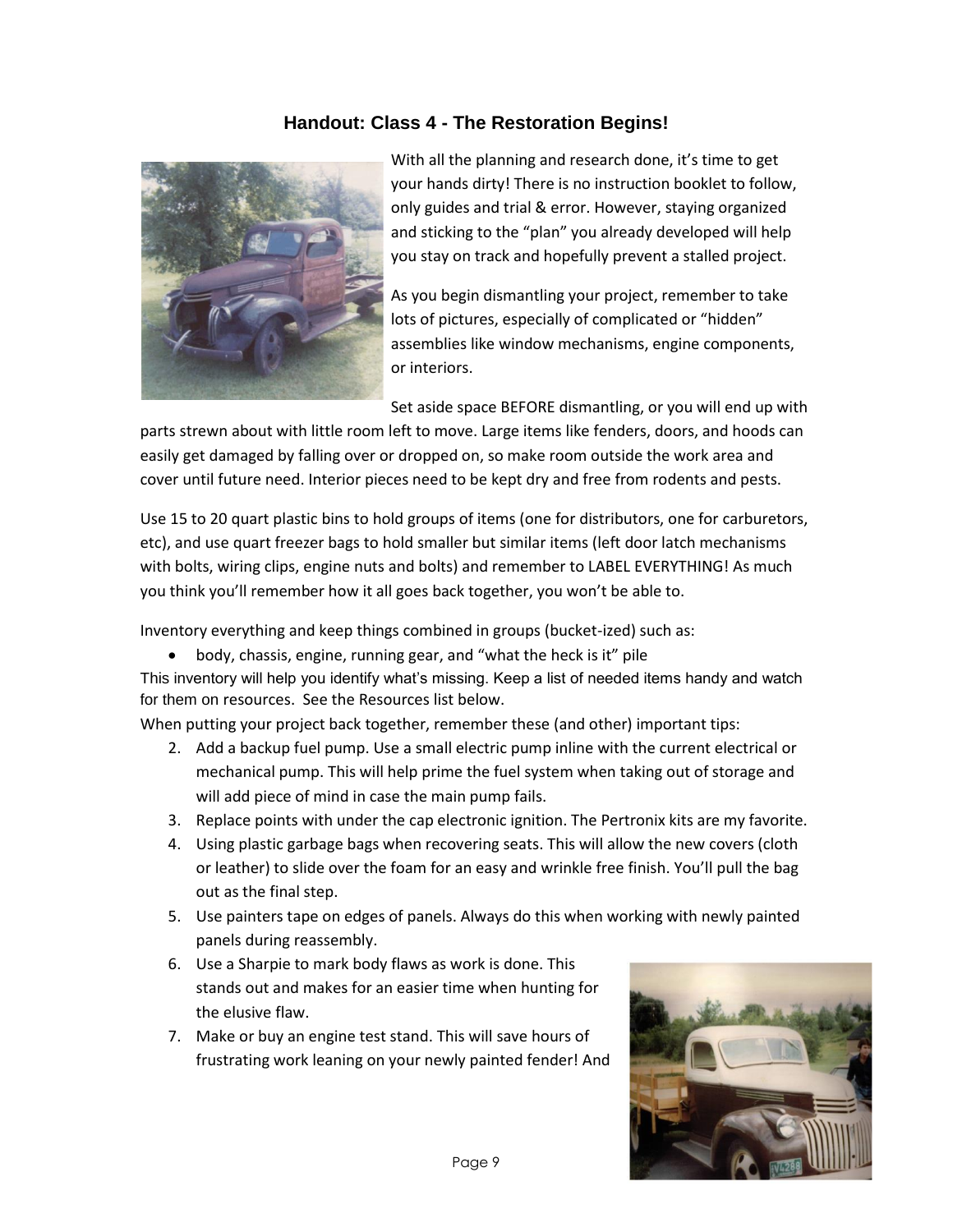### Handout: Class 4 - The Restoration Begins!

With all the planning and research done, it's time to get your hands dirty! There is no instruction booklet to follow, only guides and trial & error. However, staying organized and sticking to the "plan" you already developed will help you stay on track and hopefully prevent a stalled project.

As you begin dismantling your project, remember to take lots of pictures, especially of complicated or "hidden" assemblies like window mechanisms, engine components, or interiors.

Set aside space BEFORE dismantling, or you will end up with parts strewn about with little room left to move. Large items like fenders, doors, and hoods can easily get damaged by falling over or dropped on, so make room outside the work area and cover until future need. Interior pieces need to be kept dry and free from rodents and pests.

Use 15 to 20 quart plastic bins to hold groups of items (one for distributors, one for carburetors, etc), and use quart freezer bags to hold smaller but similar items (left door latch mechanisms with bolts, wiring clips, engine nuts and bolts) and remember to LABEL EVERYTHING! As much you think you'll remember how it all goes back together, you won't be able to.

Inventory everything and keep things combined in groups (bucket-ized) such as:

- body, chassis, engine, running gear, and "what the heck is it" pile

This inventory will help you identify what's missing. Keep a list of needed items handy and watch for them on resources. See the Resources list below.

When putting your project back together, remember these (and other) important tips:

2. Add a backup fuel pump. Use a small electric pump inline with the current electrical or mechanical pump. This will help prime the fuel system when taking out of storage and will add piece of mind in case the main pump fails.
3. Replace points with under the cap electronic ignition. The Pertronix kits are my favorite.
4. Using plastic garbage bags when recovering seats. This will allow the new covers (cloth or leather) to slide over the foam for an easy and wrinkle free finish. You'll pull the bag out as the final step.
5. Use painters tape on edges of panels. Always do this when working with newly painted panels during reassembly.
6. Use a Sharpie to mark body flaws as work is done. This stands out and makes for an easier time when hunting for the elusive flaw.
7. Make or buy an engine test stand. This will save hours of frustrating work leaning on your newly painted fender! And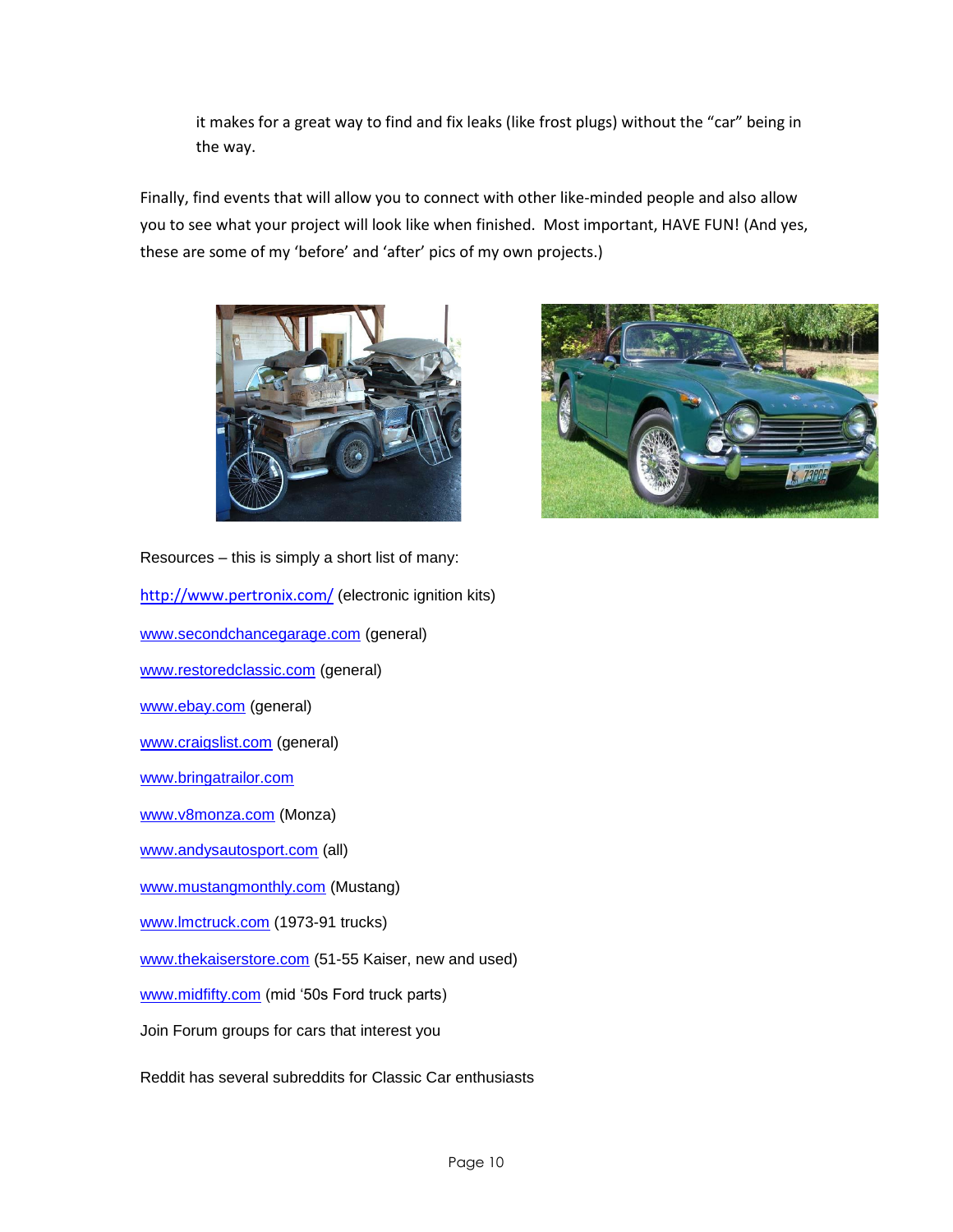it makes for a great way to find and fix leaks (like frost plugs) without the "car" being in the way.

Finally, find events that will allow you to connect with other like-minded people and also allow you to see what your project will look like when finished. Most important, HAVE FUN! (And yes, these are some of my 'before' and 'after' pics of my own projects.)

Resources – this is simply a short list of many:

http://www.pertronix.com/ (electronic ignition kits)

www.secondchancegarage.com (general)

www.restoredclassic.com (general)

www.ebay.com (general)

www.craigslist.com (general)

www.bringatrailor.com

www.v8monza.com (Monza)

www.andysautosport.com (all)

www.mustangmonthly.com (Mustang)

www.lmctruck.com (1973-91 trucks)

www.thekaiserstore.com (51-55 Kaiser, new and used)

www.midfifty.com (mid '50s Ford truck parts)

Join Forum groups for cars that interest you

Reddit has several subreddits for Classic Car enthusiasts